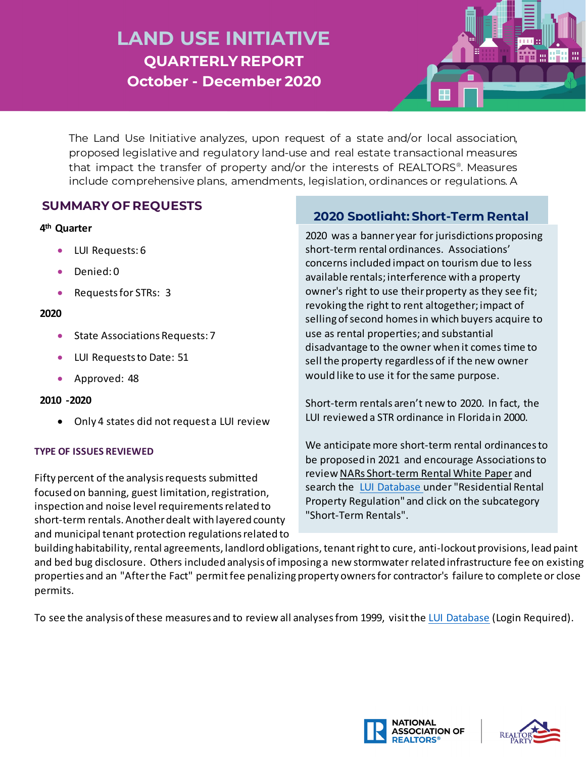# LAND USE INITIATIVE

## QUARTERLY REPORT

## October - December 2020

The Land Use Initiative analyzes, upon request of a state and/or local association, proposed legislative and regulatory land-use and real estate transactional measures that impact the transfer of property and/or the interests of REALTORS®. Measures include comprehensive plans, amendments, legislation, ordinances or regulations. A

## SUMMARY OF REQUESTS

**4th Quarter**

- LUI Requests: 6
- Denied: 0
- Requests for STRs: 3

**2020**

- State Associations Requests: 7
- LUI Requests to Date: 51
- Approved: 48

**2010 -2020**

- Only 4 states did not request a LUI review

### TYPE OF ISSUES REVIEWED

Fifty percent of the analysis requests submitted focused on banning, guest limitation, registration, inspection and noise level requirements related to short-term rentals. Another dealt with layered county and municipal tenant protection regulations related to building habitability, rental agreements, landlord obligations, tenant right to cure, anti-lockout provisions, lead paint and bed bug disclosure. Others included analysis of imposing a new stormwater related infrastructure fee on existing properties and an "After the Fact" permit fee penalizing property owners for contractor's failure to complete or close permits.

To see the analysis of these measures and to review all analyses from 1999, visit the LUI Database (Login Required).

## 2020 Spotlight: Short-Term Rental

2020 was a banner year for jurisdictions proposing short-term rental ordinances. Associations' concerns included impact on tourism due to less available rentals; interference with a property owner's right to use their property as they see fit; revoking the right to rent altogether; impact of selling of second homes in which buyers acquire to use as rental properties; and substantial disadvantage to the owner when it comes time to sell the property regardless of if the new owner would like to use it for the same purpose.

Short-term rentals aren't new to 2020. In fact, the LUI reviewed a STR ordinance in Florida in 2000.

We anticipate more short-term rental ordinances to be proposed in 2021 and encourage Associations to review NARs Short-term Rental White Paper and search the LUI Database under "Residential Rental Property Regulation" and click on the subcategory "Short-Term Rentals".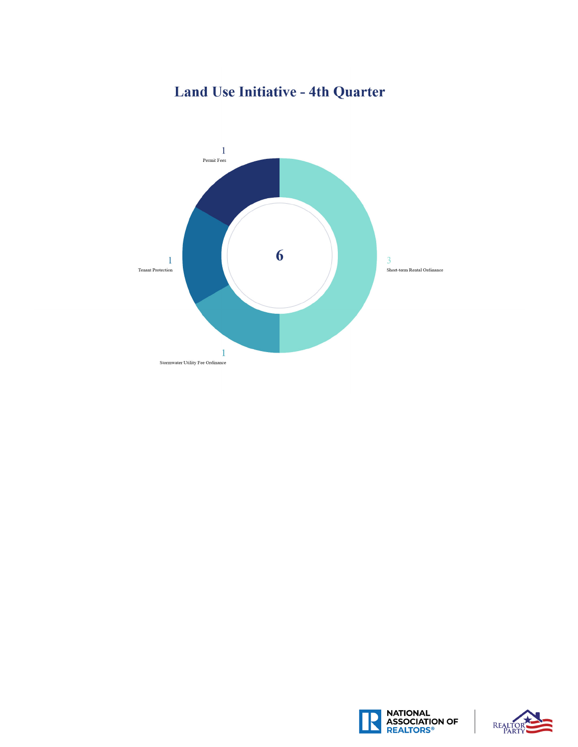# Land Use Initiative - 4th Quarter

1
Permit Fees

1
Tenant Protection

6

3
Short-term Rental Ordinance

1
Stormwater Utility Fee Ordinance